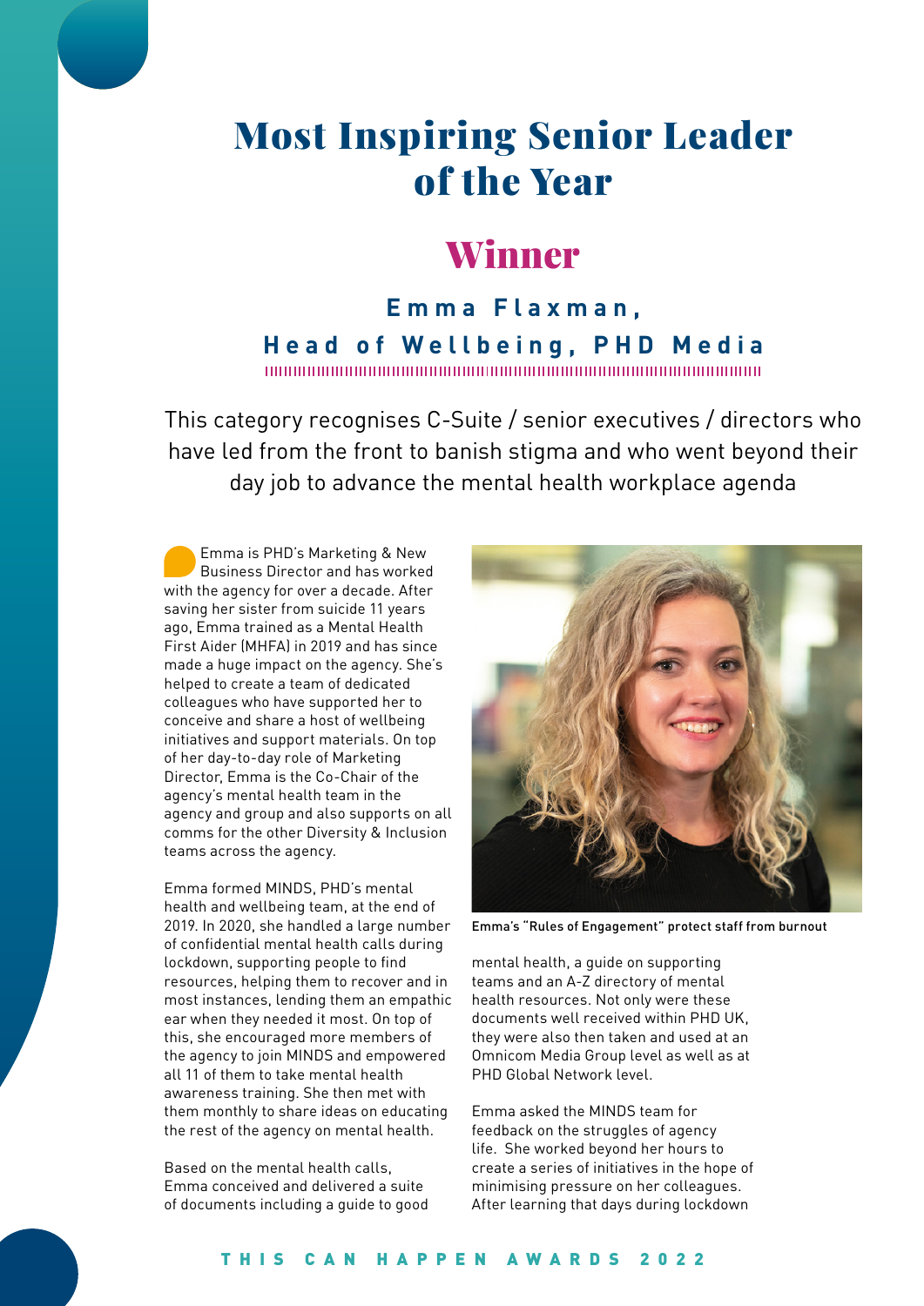# Most Inspiring Senior Leader of the Year

## Winner

### Emma Flaxman, Head of Wellbeing, PHD Media

This category recognises C-Suite / senior executives / directors who have led from the front to banish stigma and who went beyond their day job to advance the mental health workplace agenda

Emma is PHD's Marketing & New Business Director and has worked with the agency for over a decade. After saving her sister from suicide 11 years ago, Emma trained as a Mental Health First Aider (MHFA) in 2019 and has since made a huge impact on the agency. She's helped to create a team of dedicated colleagues who have supported her to conceive and share a host of wellbeing initiatives and support materials. On top of her day-to-day role of Marketing Director, Emma is the Co-Chair of the agency's mental health team in the agency and group and also supports on all comms for the other Diversity & Inclusion teams across the agency.

Emma formed MINDS, PHD's mental health and wellbeing team, at the end of 2019. In 2020, she handled a large number of confidential mental health calls during lockdown, supporting people to find resources, helping them to recover and in most instances, lending them an empathic ear when they needed it most. On top of this, she encouraged more members of the agency to join MINDS and empowered all 11 of them to take mental health awareness training. She then met with them monthly to share ideas on educating the rest of the agency on mental health.

Based on the mental health calls, Emma conceived and delivered a suite of documents including a guide to good mental health, a guide on supporting teams and an A-Z directory of mental health resources. Not only were these documents well received within PHD UK, they were also then taken and used at an Omnicom Media Group level as well as at PHD Global Network level.

Emma's "Rules of Engagement" protect staff from burnout

Emma asked the MINDS team for feedback on the struggles of agency life. She worked beyond her hours to create a series of initiatives in the hope of minimising pressure on her colleagues. After learning that days during lockdown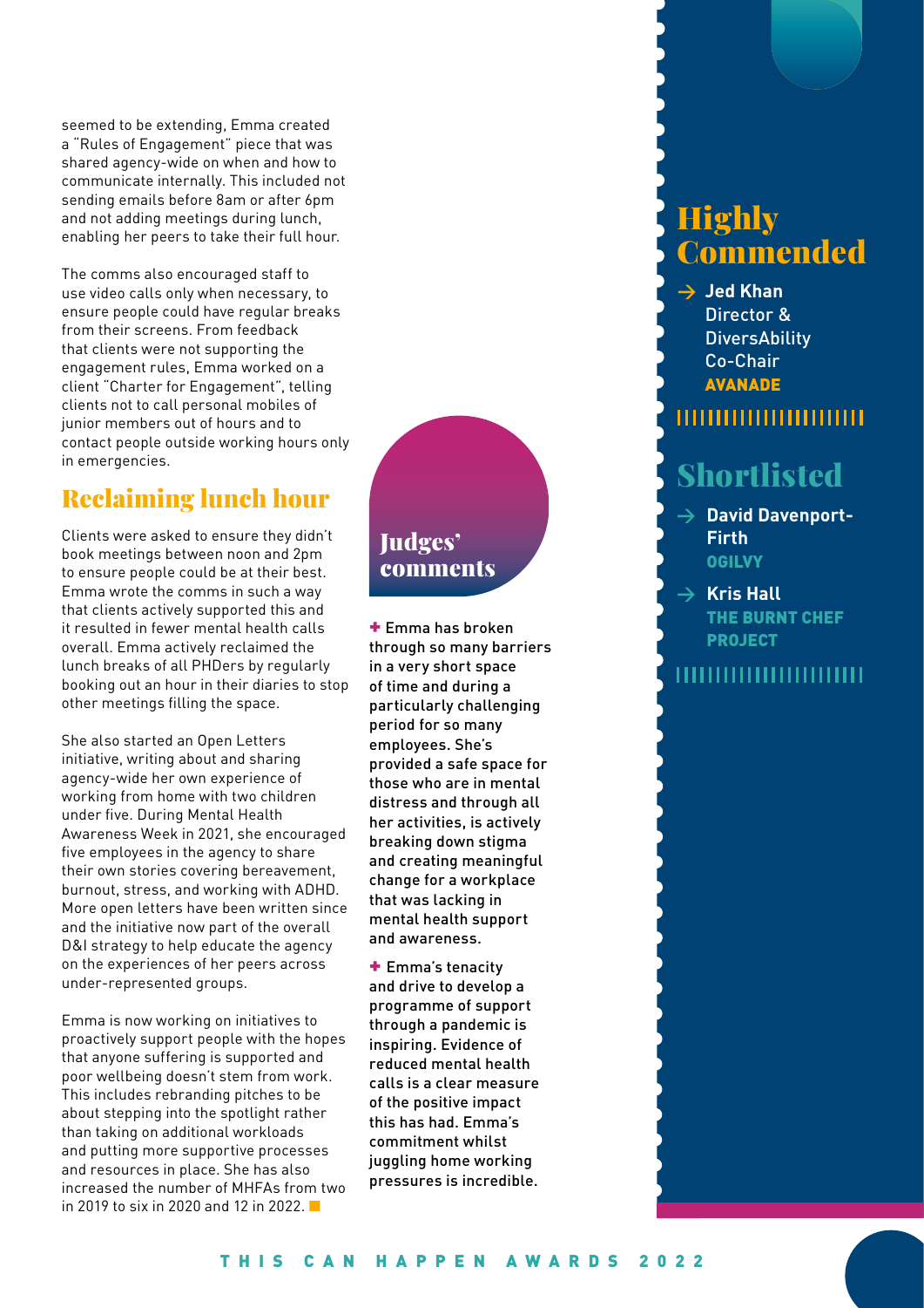seemed to be extending, Emma created a "Rules of Engagement" piece that was shared agency-wide on when and how to communicate internally. This included not sending emails before 8am or after 6pm and not adding meetings during lunch, enabling her peers to take their full hour.

The comms also encouraged staff to use video calls only when necessary, to ensure people could have regular breaks from their screens. From feedback that clients were not supporting the engagement rules, Emma worked on a client "Charter for Engagement", telling clients not to call personal mobiles of junior members out of hours and to contact people outside working hours only in emergencies.

## Reclaiming lunch hour

Clients were asked to ensure they didn't book meetings between noon and 2pm to ensure people could be at their best. Emma wrote the comms in such a way that clients actively supported this and it resulted in fewer mental health calls overall. Emma actively reclaimed the lunch breaks of all PHDers by regularly booking out an hour in their diaries to stop other meetings filling the space.

She also started an Open Letters initiative, writing about and sharing agency-wide her own experience of working from home with two children under five. During Mental Health Awareness Week in 2021, she encouraged five employees in the agency to share their own stories covering bereavement, burnout, stress, and working with ADHD. More open letters have been written since and the initiative now part of the overall D&I strategy to help educate the agency on the experiences of her peers across under-represented groups.

Emma is now working on initiatives to proactively support people with the hopes that anyone suffering is supported and poor wellbeing doesn't stem from work. This includes rebranding pitches to be about stepping into the spotlight rather than taking on additional workloads and putting more supportive processes and resources in place. She has also increased the number of MHFAs from two in 2019 to six in 2020 and 12 in 2022.

## Judges' comments

+ Emma has broken through so many barriers in a very short space of time and during a particularly challenging period for so many employees. She's provided a safe space for those who are in mental distress and through all her activities, is actively breaking down stigma and creating meaningful change for a workplace that was lacking in mental health support and awareness.

+ Emma's tenacity and drive to develop a programme of support through a pandemic is inspiring. Evidence of reduced mental health calls is a clear measure of the positive impact this has had. Emma's commitment whilst juggling home working pressures is incredible.

## Highly Commended

→ **Jed Khan**
Director & DiversAbility Co-Chair
**AVANADE**

## Shortlisted

→ **David Davenport-Firth**
**OGILVY**

→ **Kris Hall**
**THE BURNT CHEF PROJECT**